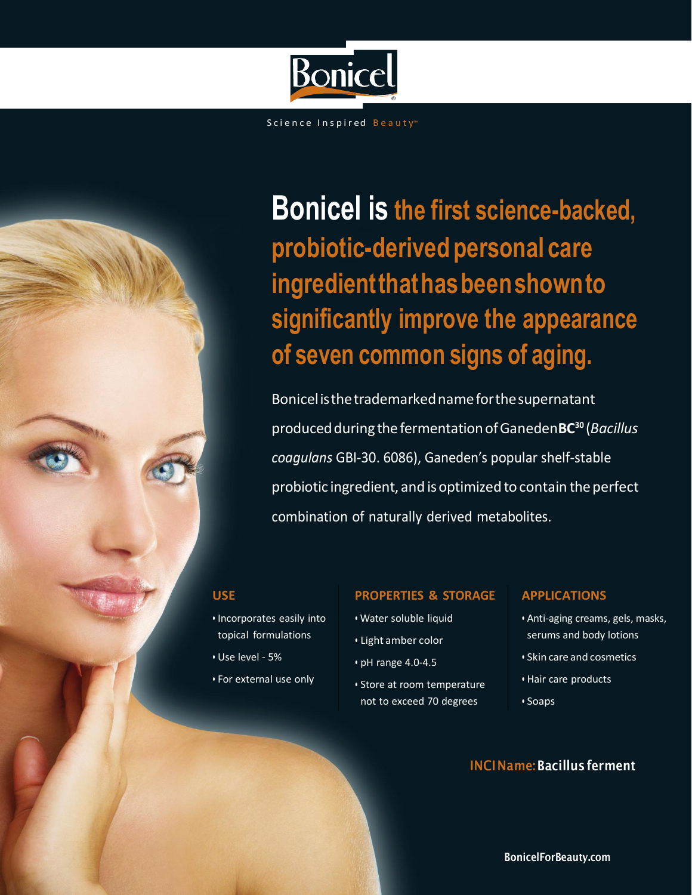# Bonicel

Science Inspired Beauty™

## Bonicel is the first science-backed, probiotic-derived personal care ingredient that has been shown to significantly improve the appearance of seven common signs of aging.

Bonicel is the trademarked name for the supernatant produced during the fermentation of Ganeden**BC[30]** (*Bacillus coagulans* GBI-30. 6086), Ganeden's popular shelf-stable probiotic ingredient, and is optimized to contain the perfect combination of naturally derived metabolites.

### USE

- Incorporates easily into topical formulations
- Use level - 5%
- For external use only

### PROPERTIES & STORAGE

- Water soluble liquid
- Light amber color
- pH range 4.0-4.5
- Store at room temperature not to exceed 70 degrees

### APPLICATIONS

- Anti-aging creams, gels, masks, serums and body lotions
- Skin care and cosmetics
- Hair care products
- Soaps

**INCI Name: Bacillus ferment**

BonicelForBeauty.com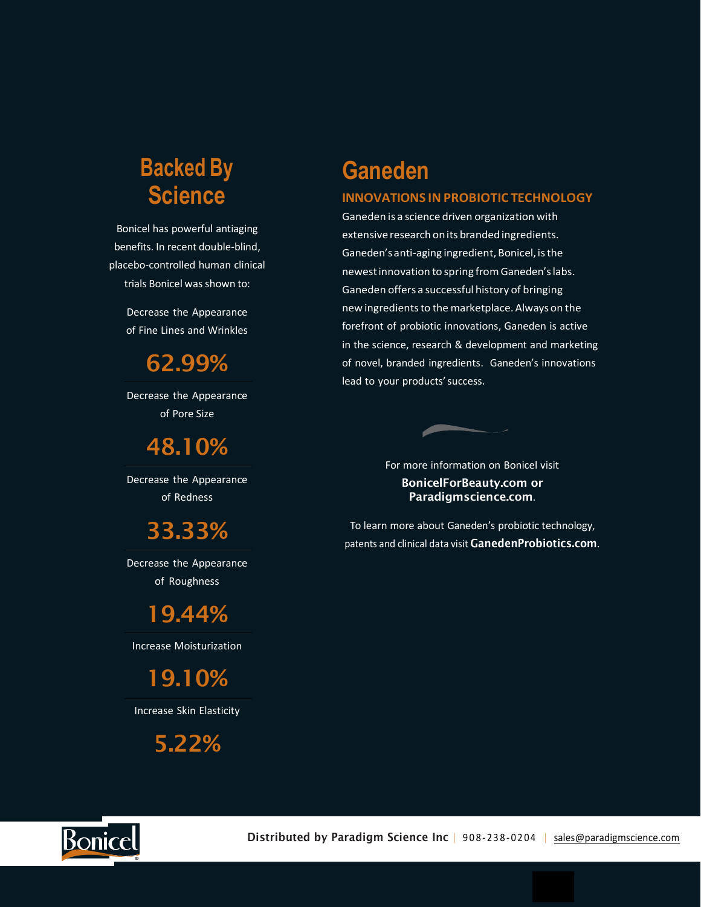## Backed By Science

Bonicel has powerful antiaging benefits. In recent double-blind, placebo-controlled human clinical trials Bonicel was shown to:

Decrease the Appearance of Fine Lines and Wrinkles

**62.99%**

Decrease the Appearance of Pore Size

**48.10%**

Decrease the Appearance of Redness

**33.33%**

Decrease the Appearance of Roughness

**19.44%**

Increase Moisturization

**19.10%**

Increase Skin Elasticity

**5.22%**

## Ganeden

### INNOVATIONS IN PROBIOTIC TECHNOLOGY

Ganeden is a science driven organization with extensive research on its branded ingredients. Ganeden's anti-aging ingredient, Bonicel, is the newest innovation to spring from Ganeden's labs. Ganeden offers a successful history of bringing new ingredients to the marketplace. Always on the forefront of probiotic innovations, Ganeden is active in the science, research & development and marketing of novel, branded ingredients. Ganeden's innovations lead to your products' success.

For more information on Bonicel visit **BonicelForBeauty.com or Paradigmscience.com**.

To learn more about Ganeden's probiotic technology, patents and clinical data visit **GanedenProbiotics.com**.

Bonicel

**Distributed by Paradigm Science Inc** | 908-238-0204 | sales@paradigmscience.com